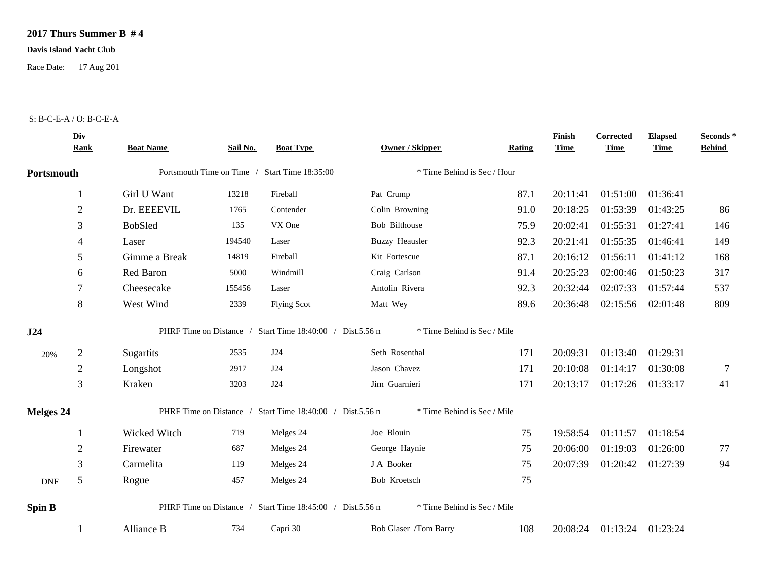**2017 Thurs Summer B # 4**

**Davis Island Yacht Club**

Race Date: 17 Aug 201

S: B-C-E-A / O: B-C-E-A

| | Div Rank | Boat Name | Sail No. | Boat Type | Owner / Skipper | Rating | Finish Time | Corrected Time | Elapsed Time | Seconds * Behind |
|---|---|---|---|---|---|---|---|---|---|---|
| **Portsmouth** | | Portsmouth Time on Time / Start Time 18:35:00 | | | * Time Behind is Sec / Hour | | | | | |
| | 1 | Girl U Want | 13218 | Fireball | Pat Crump | 87.1 | 20:11:41 | 01:51:00 | 01:36:41 | |
| | 2 | Dr. EEEEVIL | 1765 | Contender | Colin Browning | 91.0 | 20:18:25 | 01:53:39 | 01:43:25 | 86 |
| | 3 | BobSled | 135 | VX One | Bob Bilthouse | 75.9 | 20:02:41 | 01:55:31 | 01:27:41 | 146 |
| | 4 | Laser | 194540 | Laser | Buzzy Heausler | 92.3 | 20:21:41 | 01:55:35 | 01:46:41 | 149 |
| | 5 | Gimme a Break | 14819 | Fireball | Kit Fortescue | 87.1 | 20:16:12 | 01:56:11 | 01:41:12 | 168 |
| | 6 | Red Baron | 5000 | Windmill | Craig Carlson | 91.4 | 20:25:23 | 02:00:46 | 01:50:23 | 317 |
| | 7 | Cheesecake | 155456 | Laser | Antolin Rivera | 92.3 | 20:32:44 | 02:07:33 | 01:57:44 | 537 |
| | 8 | West Wind | 2339 | Flying Scot | Matt Wey | 89.6 | 20:36:48 | 02:15:56 | 02:01:48 | 809 |
| **J24** | | PHRF Time on Distance / Start Time 18:40:00 / Dist.5.56 n | | | * Time Behind is Sec / Mile | | | | | |
| 20% | 2 | Sugartits | 2535 | J24 | Seth Rosenthal | 171 | 20:09:31 | 01:13:40 | 01:29:31 | |
| | 2 | Longshot | 2917 | J24 | Jason Chavez | 171 | 20:10:08 | 01:14:17 | 01:30:08 | 7 |
| | 3 | Kraken | 3203 | J24 | Jim Guarnieri | 171 | 20:13:17 | 01:17:26 | 01:33:17 | 41 |
| **Melges 24** | | PHRF Time on Distance / Start Time 18:40:00 / Dist.5.56 n | | | * Time Behind is Sec / Mile | | | | | |
| | 1 | Wicked Witch | 719 | Melges 24 | Joe Blouin | 75 | 19:58:54 | 01:11:57 | 01:18:54 | |
| | 2 | Firewater | 687 | Melges 24 | George Haynie | 75 | 20:06:00 | 01:19:03 | 01:26:00 | 77 |
| | 3 | Carmelita | 119 | Melges 24 | J A Booker | 75 | 20:07:39 | 01:20:42 | 01:27:39 | 94 |
| DNF | 5 | Rogue | 457 | Melges 24 | Bob Kroetsch | 75 | | | | |
| **Spin B** | | PHRF Time on Distance / Start Time 18:45:00 / Dist.5.56 n | | | * Time Behind is Sec / Mile | | | | | |
| | 1 | Alliance B | 734 | Capri 30 | Bob Glaser /Tom Barry | 108 | 20:08:24 | 01:13:24 | 01:23:24 | |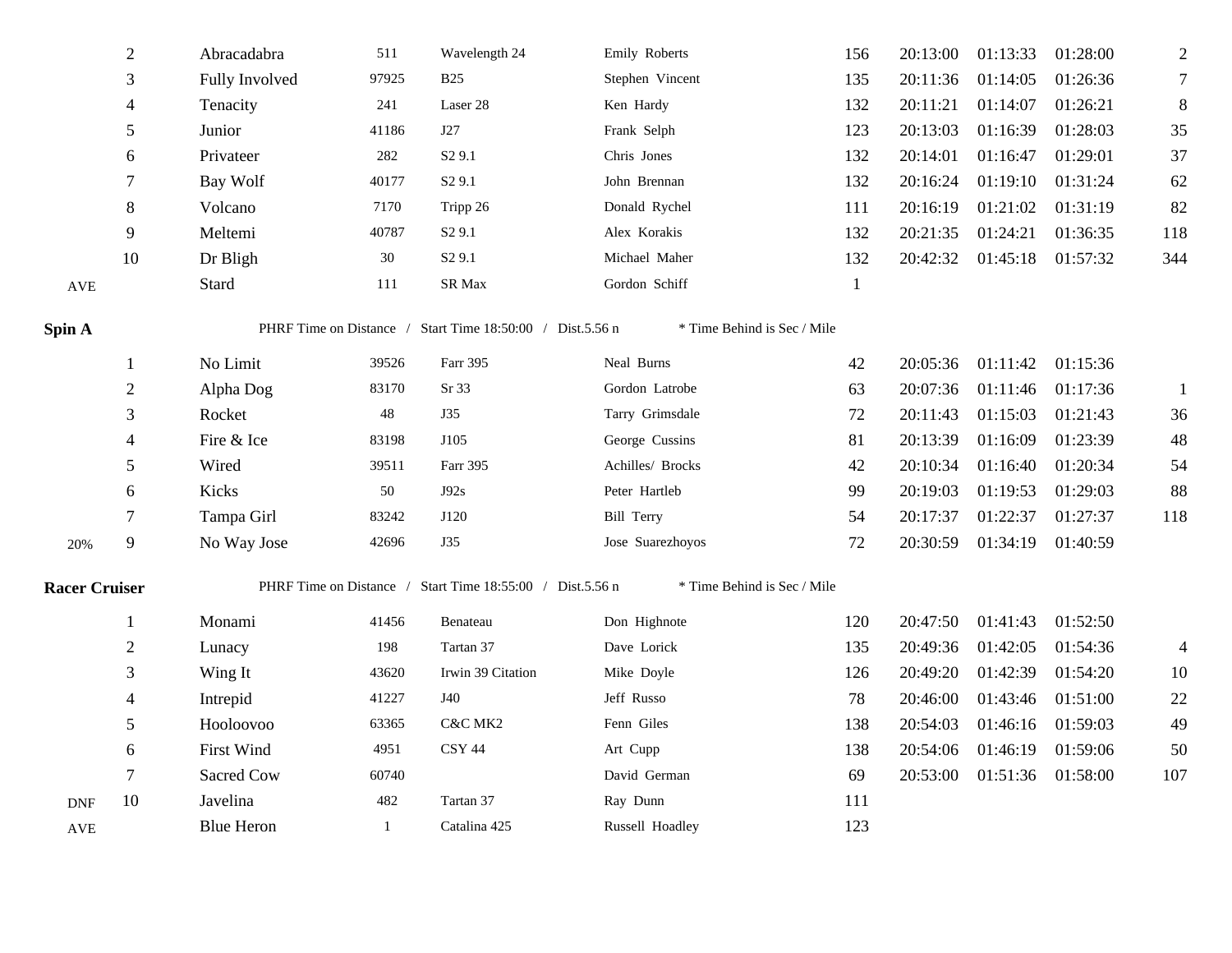| | | | | | | | | | | |
|---|---|---|---|---|---|---|---|---|---|---|
| | 2 | Abracadabra | 511 | Wavelength 24 | Emily Roberts | 156 | 20:13:00 | 01:13:33 | 01:28:00 | 2 |
| | 3 | Fully Involved | 97925 | B25 | Stephen Vincent | 135 | 20:11:36 | 01:14:05 | 01:26:36 | 7 |
| | 4 | Tenacity | 241 | Laser 28 | Ken Hardy | 132 | 20:11:21 | 01:14:07 | 01:26:21 | 8 |
| | 5 | Junior | 41186 | J27 | Frank Selph | 123 | 20:13:03 | 01:16:39 | 01:28:03 | 35 |
| | 6 | Privateer | 282 | S2 9.1 | Chris Jones | 132 | 20:14:01 | 01:16:47 | 01:29:01 | 37 |
| | 7 | Bay Wolf | 40177 | S2 9.1 | John Brennan | 132 | 20:16:24 | 01:19:10 | 01:31:24 | 62 |
| | 8 | Volcano | 7170 | Tripp 26 | Donald Rychel | 111 | 20:16:19 | 01:21:02 | 01:31:19 | 82 |
| | 9 | Meltemi | 40787 | S2 9.1 | Alex Korakis | 132 | 20:21:35 | 01:24:21 | 01:36:35 | 118 |
| | 10 | Dr Bligh | 30 | S2 9.1 | Michael Maher | 132 | 20:42:32 | 01:45:18 | 01:57:32 | 344 |
| AVE | | Stard | 111 | SR Max | Gordon Schiff | 1 | | | | |

**Spin A** PHRF Time on Distance / Start Time 18:50:00 / Dist.5.56 n * Time Behind is Sec / Mile

| | | | | | | | | | | |
|---|---|---|---|---|---|---|---|---|---|---|
| | 1 | No Limit | 39526 | Farr 395 | Neal Burns | 42 | 20:05:36 | 01:11:42 | 01:15:36 | |
| | 2 | Alpha Dog | 83170 | Sr 33 | Gordon Latrobe | 63 | 20:07:36 | 01:11:46 | 01:17:36 | 1 |
| | 3 | Rocket | 48 | J35 | Tarry Grimsdale | 72 | 20:11:43 | 01:15:03 | 01:21:43 | 36 |
| | 4 | Fire & Ice | 83198 | J105 | George Cussins | 81 | 20:13:39 | 01:16:09 | 01:23:39 | 48 |
| | 5 | Wired | 39511 | Farr 395 | Achilles/ Brocks | 42 | 20:10:34 | 01:16:40 | 01:20:34 | 54 |
| | 6 | Kicks | 50 | J92s | Peter Hartleb | 99 | 20:19:03 | 01:19:53 | 01:29:03 | 88 |
| | 7 | Tampa Girl | 83242 | J120 | Bill Terry | 54 | 20:17:37 | 01:22:37 | 01:27:37 | 118 |
| 20% | 9 | No Way Jose | 42696 | J35 | Jose Suarezhoyos | 72 | 20:30:59 | 01:34:19 | 01:40:59 | |

**Racer Cruiser** PHRF Time on Distance / Start Time 18:55:00 / Dist.5.56 n * Time Behind is Sec / Mile

| | | | | | | | | | | |
|---|---|---|---|---|---|---|---|---|---|---|
| | 1 | Monami | 41456 | Benateau | Don Highnote | 120 | 20:47:50 | 01:41:43 | 01:52:50 | |
| | 2 | Lunacy | 198 | Tartan 37 | Dave Lorick | 135 | 20:49:36 | 01:42:05 | 01:54:36 | 4 |
| | 3 | Wing It | 43620 | Irwin 39 Citation | Mike Doyle | 126 | 20:49:20 | 01:42:39 | 01:54:20 | 10 |
| | 4 | Intrepid | 41227 | J40 | Jeff Russo | 78 | 20:46:00 | 01:43:46 | 01:51:00 | 22 |
| | 5 | Hooloovoo | 63365 | C&C MK2 | Fenn Giles | 138 | 20:54:03 | 01:46:16 | 01:59:03 | 49 |
| | 6 | First Wind | 4951 | CSY 44 | Art Cupp | 138 | 20:54:06 | 01:46:19 | 01:59:06 | 50 |
| | 7 | Sacred Cow | 60740 | | David German | 69 | 20:53:00 | 01:51:36 | 01:58:00 | 107 |
| DNF | 10 | Javelina | 482 | Tartan 37 | Ray Dunn | 111 | | | | |
| AVE | | Blue Heron | 1 | Catalina 425 | Russell Hoadley | 123 | | | | |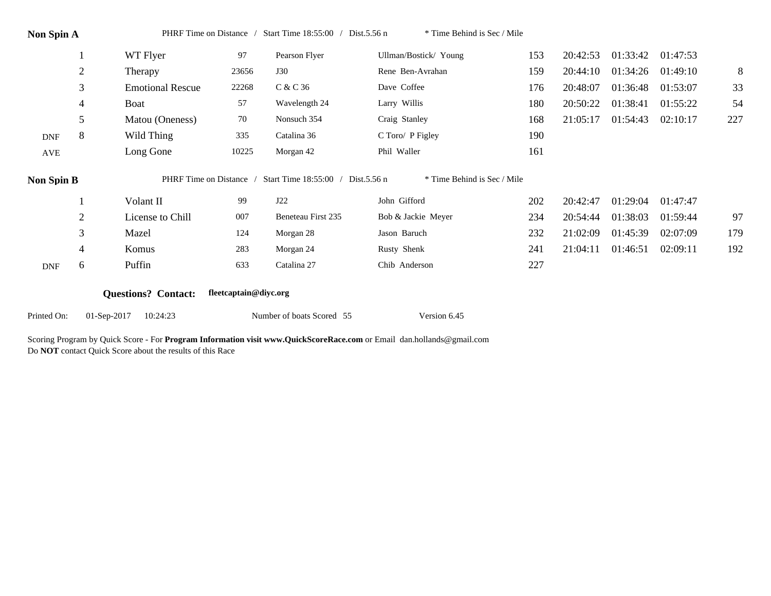**Non Spin A** PHRF Time on Distance / Start Time 18:55:00 / Dist.5.56 n * Time Behind is Sec / Mile

| | | | | | | | | | | |
|---|---|---|---|---|---|---|---|---|---|---|
| | 1 | WT Flyer | 97 | Pearson Flyer | Ullman/Bostick/ Young | 153 | 20:42:53 | 01:33:42 | 01:47:53 | |
| | 2 | Therapy | 23656 | J30 | Rene Ben-Avrahan | 159 | 20:44:10 | 01:34:26 | 01:49:10 | 8 |
| | 3 | Emotional Rescue | 22268 | C & C 36 | Dave Coffee | 176 | 20:48:07 | 01:36:48 | 01:53:07 | 33 |
| | 4 | Boat | 57 | Wavelength 24 | Larry Willis | 180 | 20:50:22 | 01:38:41 | 01:55:22 | 54 |
| | 5 | Matou (Oneness) | 70 | Nonsuch 354 | Craig Stanley | 168 | 21:05:17 | 01:54:43 | 02:10:17 | 227 |
| DNF | 8 | Wild Thing | 335 | Catalina 36 | C Toro/ P Figley | 190 | | | | |
| AVE | | Long Gone | 10225 | Morgan 42 | Phil Waller | 161 | | | | |

**Non Spin B** PHRF Time on Distance / Start Time 18:55:00 / Dist.5.56 n * Time Behind is Sec / Mile

| | | | | | | | | | | |
|---|---|---|---|---|---|---|---|---|---|---|
| | 1 | Volant II | 99 | J22 | John Gifford | 202 | 20:42:47 | 01:29:04 | 01:47:47 | |
| | 2 | License to Chill | 007 | Beneteau First 235 | Bob & Jackie Meyer | 234 | 20:54:44 | 01:38:03 | 01:59:44 | 97 |
| | 3 | Mazel | 124 | Morgan 28 | Jason Baruch | 232 | 21:02:09 | 01:45:39 | 02:07:09 | 179 |
| | 4 | Komus | 283 | Morgan 24 | Rusty Shenk | 241 | 21:04:11 | 01:46:51 | 02:09:11 | 192 |
| DNF | 6 | Puffin | 633 | Catalina 27 | Chib Anderson | 227 | | | | |

**Questions? Contact:** **fleetcaptain@diyc.org**

Printed On: 01-Sep-2017 10:24:23 Number of boats Scored 55 Version 6.45

Scoring Program by Quick Score - For **Program Information visit www.QuickScoreRace.com** or Email dan.hollands@gmail.com
Do **NOT** contact Quick Score about the results of this Race